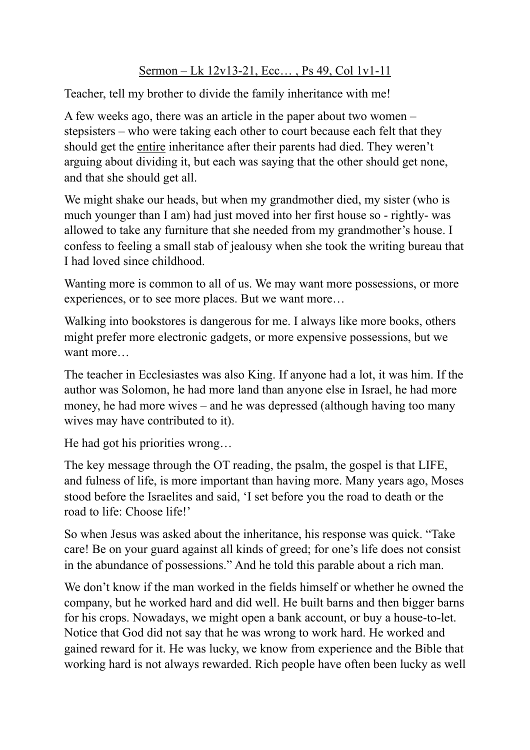<u>Sermon – Lk 12v13-21, Ecc… , Ps 49, Col 1v1-11</u>

Teacher, tell my brother to divide the family inheritance with me!

A few weeks ago, there was an article in the paper about two women – stepsisters – who were taking each other to court because each felt that they should get the <u>entire</u> inheritance after their parents had died. They weren't arguing about dividing it, but each was saying that the other should get none, and that she should get all.

We might shake our heads, but when my grandmother died, my sister (who is much younger than I am) had just moved into her first house so - rightly- was allowed to take any furniture that she needed from my grandmother's house. I confess to feeling a small stab of jealousy when she took the writing bureau that I had loved since childhood.

Wanting more is common to all of us. We may want more possessions, or more experiences, or to see more places. But we want more…

Walking into bookstores is dangerous for me. I always like more books, others might prefer more electronic gadgets, or more expensive possessions, but we want more…

The teacher in Ecclesiastes was also King. If anyone had a lot, it was him. If the author was Solomon, he had more land than anyone else in Israel, he had more money, he had more wives – and he was depressed (although having too many wives may have contributed to it).

He had got his priorities wrong…

The key message through the OT reading, the psalm, the gospel is that LIFE, and fulness of life, is more important than having more. Many years ago, Moses stood before the Israelites and said, 'I set before you the road to death or the road to life: Choose life!'

So when Jesus was asked about the inheritance, his response was quick. "Take care! Be on your guard against all kinds of greed; for one's life does not consist in the abundance of possessions." And he told this parable about a rich man.

We don't know if the man worked in the fields himself or whether he owned the company, but he worked hard and did well. He built barns and then bigger barns for his crops. Nowadays, we might open a bank account, or buy a house-to-let. Notice that God did not say that he was wrong to work hard. He worked and gained reward for it. He was lucky, we know from experience and the Bible that working hard is not always rewarded. Rich people have often been lucky as well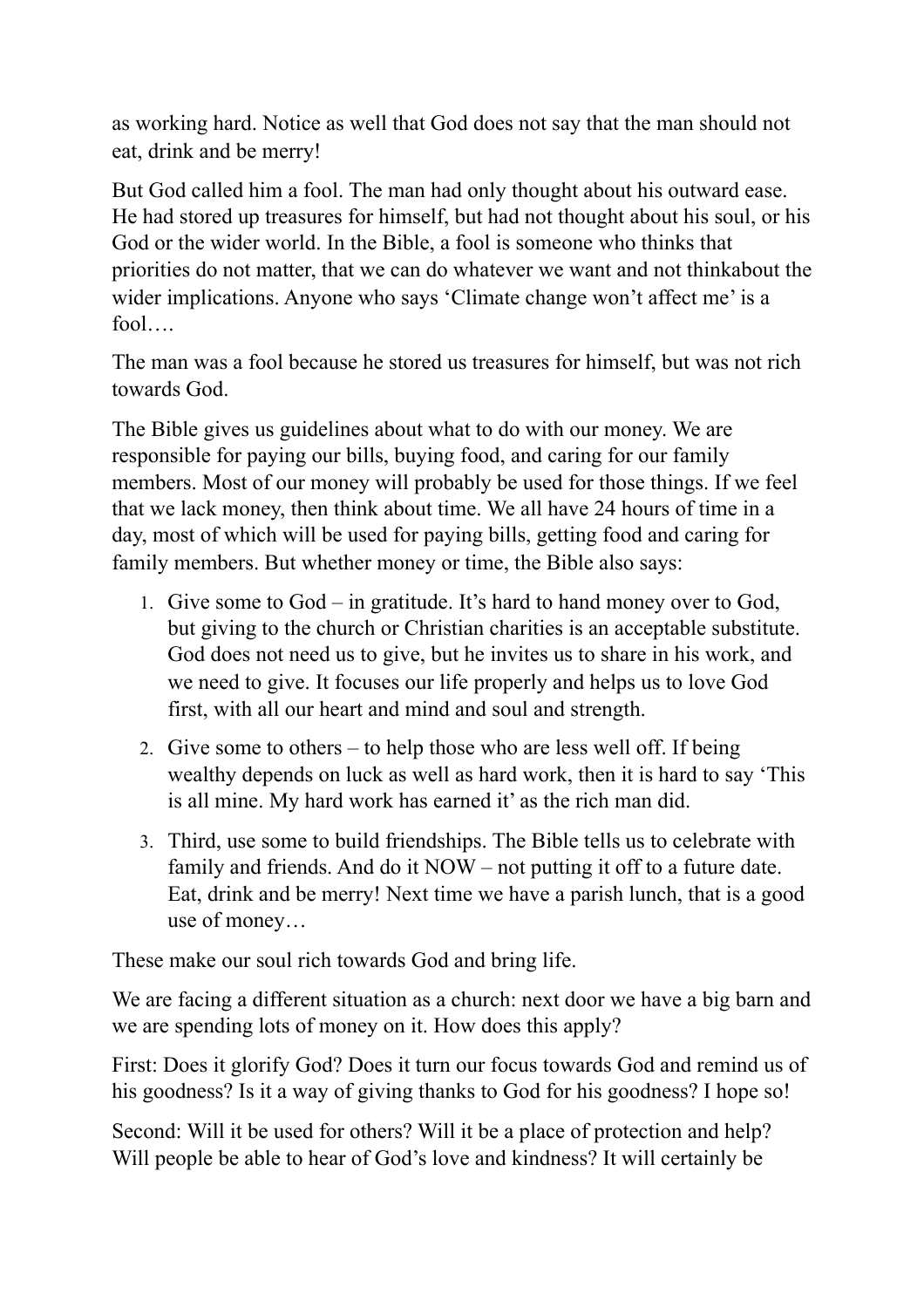as working hard. Notice as well that God does not say that the man should not eat, drink and be merry!

But God called him a fool. The man had only thought about his outward ease. He had stored up treasures for himself, but had not thought about his soul, or his God or the wider world. In the Bible, a fool is someone who thinks that priorities do not matter, that we can do whatever we want and not thinkabout the wider implications. Anyone who says 'Climate change won't affect me' is a fool….

The man was a fool because he stored us treasures for himself, but was not rich towards God.

The Bible gives us guidelines about what to do with our money. We are responsible for paying our bills, buying food, and caring for our family members. Most of our money will probably be used for those things. If we feel that we lack money, then think about time. We all have 24 hours of time in a day, most of which will be used for paying bills, getting food and caring for family members. But whether money or time, the Bible also says:

1. Give some to God – in gratitude. It's hard to hand money over to God, but giving to the church or Christian charities is an acceptable substitute. God does not need us to give, but he invites us to share in his work, and we need to give. It focuses our life properly and helps us to love God first, with all our heart and mind and soul and strength.
2. Give some to others – to help those who are less well off. If being wealthy depends on luck as well as hard work, then it is hard to say 'This is all mine. My hard work has earned it' as the rich man did.
3. Third, use some to build friendships. The Bible tells us to celebrate with family and friends. And do it NOW – not putting it off to a future date. Eat, drink and be merry! Next time we have a parish lunch, that is a good use of money…

These make our soul rich towards God and bring life.

We are facing a different situation as a church: next door we have a big barn and we are spending lots of money on it. How does this apply?

First: Does it glorify God? Does it turn our focus towards God and remind us of his goodness? Is it a way of giving thanks to God for his goodness? I hope so!

Second: Will it be used for others? Will it be a place of protection and help? Will people be able to hear of God's love and kindness? It will certainly be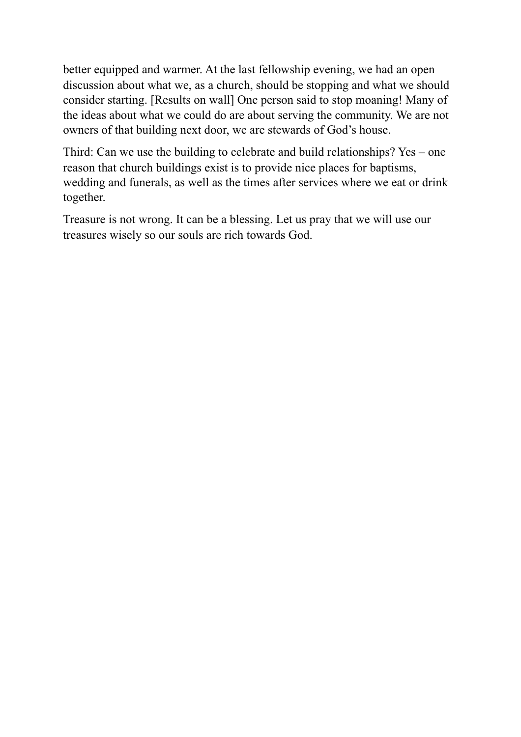better equipped and warmer. At the last fellowship evening, we had an open discussion about what we, as a church, should be stopping and what we should consider starting. [Results on wall] One person said to stop moaning! Many of the ideas about what we could do are about serving the community. We are not owners of that building next door, we are stewards of God's house.

Third: Can we use the building to celebrate and build relationships? Yes – one reason that church buildings exist is to provide nice places for baptisms, wedding and funerals, as well as the times after services where we eat or drink together.

Treasure is not wrong. It can be a blessing. Let us pray that we will use our treasures wisely so our souls are rich towards God.